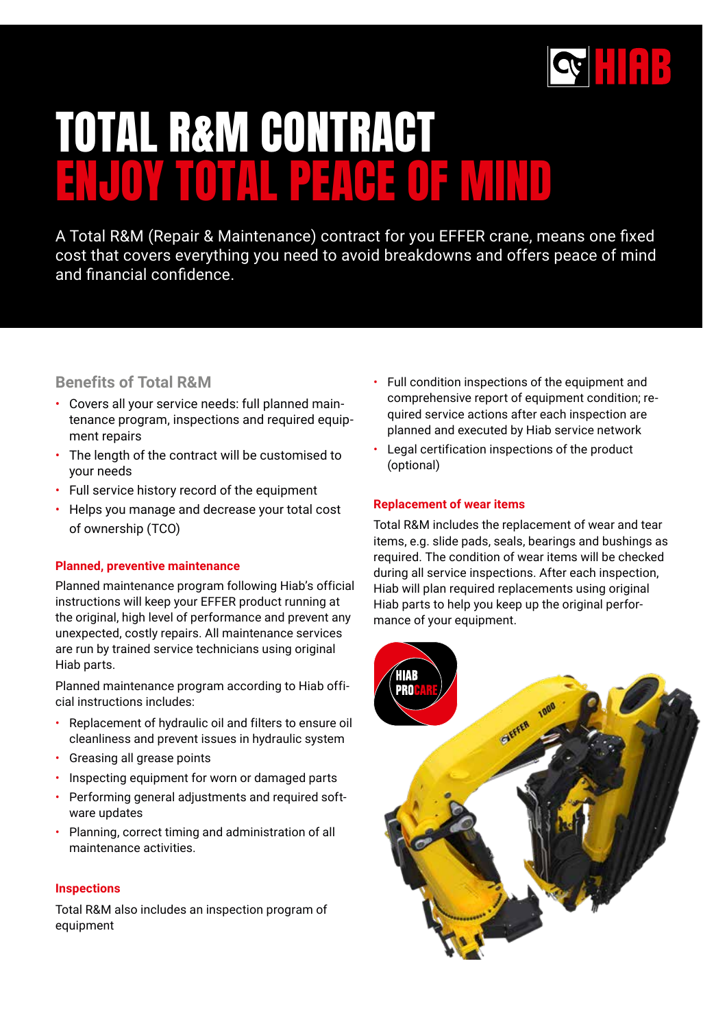# TOTAL R&M CONTRACT
# ENJOY TOTAL PEACE OF MIND

A Total R&M (Repair & Maintenance) contract for you EFFER crane, means one fixed cost that covers everything you need to avoid breakdowns and offers peace of mind and financial confidence.

## Benefits of Total R&M

- Covers all your service needs: full planned maintenance program, inspections and required equipment repairs
- The length of the contract will be customised to your needs
- Full service history record of the equipment
- Helps you manage and decrease your total cost of ownership (TCO)

### Planned, preventive maintenance

Planned maintenance program following Hiab's official instructions will keep your EFFER product running at the original, high level of performance and prevent any unexpected, costly repairs. All maintenance services are run by trained service technicians using original Hiab parts.

Planned maintenance program according to Hiab official instructions includes:

- Replacement of hydraulic oil and filters to ensure oil cleanliness and prevent issues in hydraulic system
- Greasing all grease points
- Inspecting equipment for worn or damaged parts
- Performing general adjustments and required software updates
- Planning, correct timing and administration of all maintenance activities.

### Inspections

Total R&M also includes an inspection program of equipment

- Full condition inspections of the equipment and comprehensive report of equipment condition; required service actions after each inspection are planned and executed by Hiab service network
- Legal certification inspections of the product (optional)

### Replacement of wear items

Total R&M includes the replacement of wear and tear items, e.g. slide pads, seals, bearings and bushings as required. The condition of wear items will be checked during all service inspections. After each inspection, Hiab will plan required replacements using original Hiab parts to help you keep up the original performance of your equipment.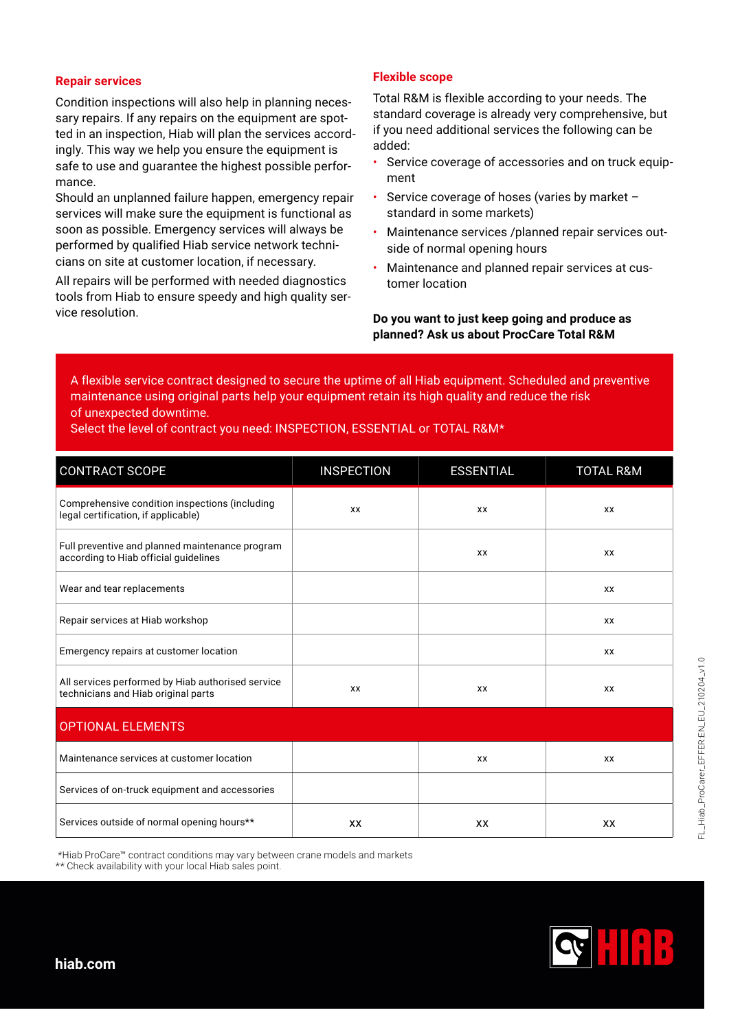## Repair services

Condition inspections will also help in planning necessary repairs. If any repairs on the equipment are spotted in an inspection, Hiab will plan the services accordingly. This way we help you ensure the equipment is safe to use and guarantee the highest possible performance.

Should an unplanned failure happen, emergency repair services will make sure the equipment is functional as soon as possible. Emergency services will always be performed by qualified Hiab service network technicians on site at customer location, if necessary.

All repairs will be performed with needed diagnostics tools from Hiab to ensure speedy and high quality service resolution.

## Flexible scope

Total R&M is flexible according to your needs. The standard coverage is already very comprehensive, but if you need additional services the following can be added:

- Service coverage of accessories and on truck equipment
- Service coverage of hoses (varies by market – standard in some markets)
- Maintenance services /planned repair services outside of normal opening hours
- Maintenance and planned repair services at customer location

**Do you want to just keep going and produce as planned? Ask us about ProcCare Total R&M**

A flexible service contract designed to secure the uptime of all Hiab equipment. Scheduled and preventive maintenance using original parts help your equipment retain its high quality and reduce the risk of unexpected downtime.
Select the level of contract you need: INSPECTION, ESSENTIAL or TOTAL R&M*

| CONTRACT SCOPE | INSPECTION | ESSENTIAL | TOTAL R&M |
|---|---|---|---|
| Comprehensive condition inspections (including legal certification, if applicable) | xx | xx | xx |
| Full preventive and planned maintenance program according to Hiab official guidelines | | xx | xx |
| Wear and tear replacements | | | xx |
| Repair services at Hiab workshop | | | xx |
| Emergency repairs at customer location | | | xx |
| All services performed by Hiab authorised service technicians and Hiab original parts | xx | xx | xx |
| OPTIONAL ELEMENTS | | | |
| Maintenance services at customer location | | xx | xx |
| Services of on-truck equipment and accessories | | | |
| Services outside of normal opening hours** | xx | xx | xx |

*Hiab ProCare™ contract conditions may vary between crane models and markets
** Check availability with your local Hiab sales point.

hiab.com